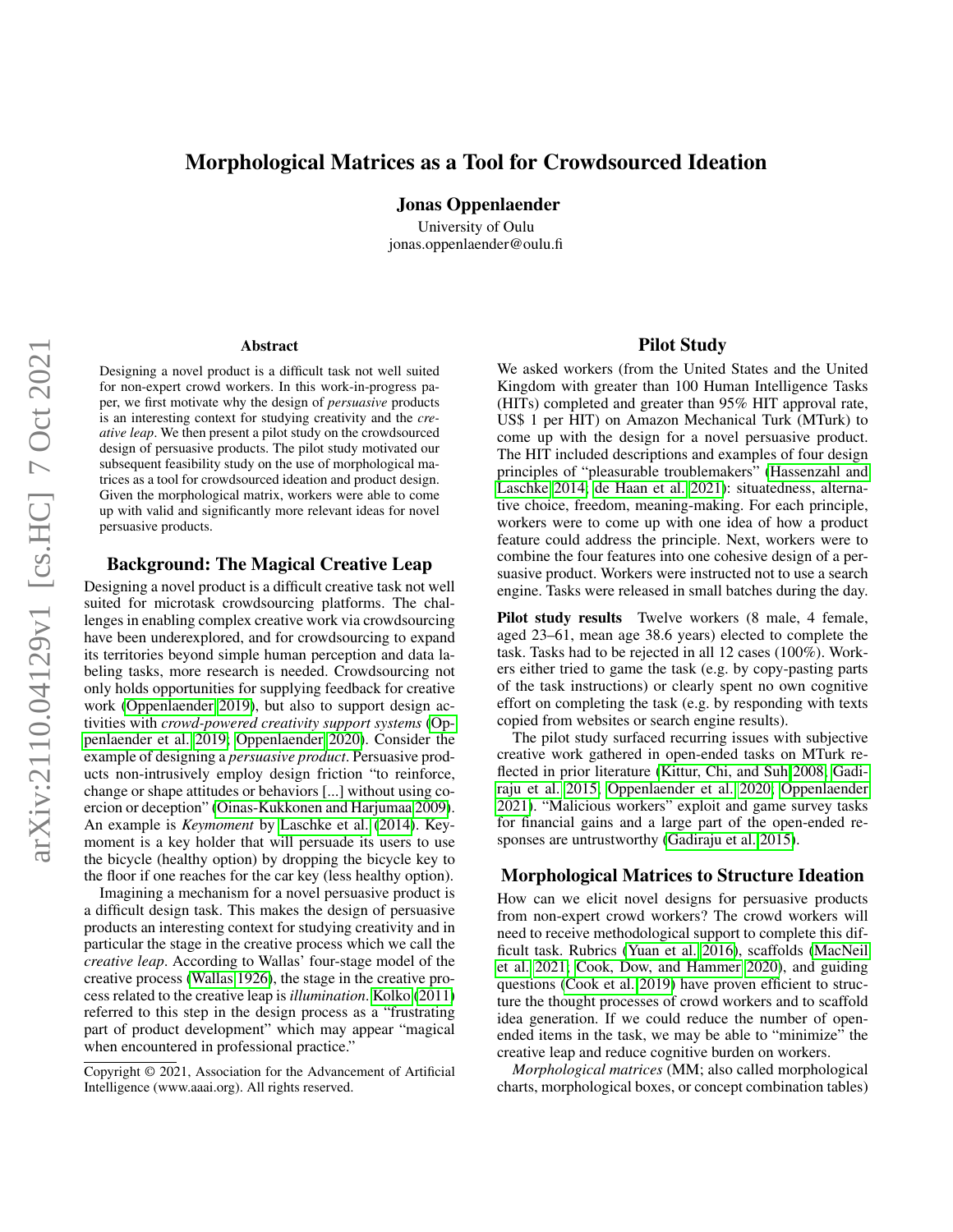# Morphological Matrices as a Tool for Crowdsourced Ideation

**Jonas Oppenlaender**

University of Oulu
jonas.oppenlaender@oulu.fi

## Abstract

Designing a novel product is a difficult task not well suited for non-expert crowd workers. In this work-in-progress paper, we first motivate why the design of *persuasive* products is an interesting context for studying creativity and the *creative leap*. We then present a pilot study on the crowdsourced design of persuasive products. The pilot study motivated our subsequent feasibility study on the use of morphological matrices as a tool for crowdsourced ideation and product design. Given the morphological matrix, workers were able to come up with valid and significantly more relevant ideas for novel persuasive products.

## Background: The Magical Creative Leap

Designing a novel product is a difficult creative task not well suited for microtask crowdsourcing platforms. The challenges in enabling complex creative work via crowdsourcing have been underexplored, and for crowdsourcing to expand its territories beyond simple human perception and data labeling tasks, more research is needed. Crowdsourcing not only holds opportunities for supplying feedback for creative work (Oppenlaender 2019), but also to support design activities with *crowd-powered creativity support systems* (Oppenlaender et al. 2019; Oppenlaender 2020). Consider the example of designing a *persuasive product*. Persuasive products non-intrusively employ design friction "to reinforce, change or shape attitudes or behaviors [...] without using coercion or deception" (Oinas-Kukkonen and Harjumaa 2009). An example is *Keymoment* by Laschke et al. (2014). Keymoment is a key holder that will persuade its users to use the bicycle (healthy option) by dropping the bicycle key to the floor if one reaches for the car key (less healthy option).

Imagining a mechanism for a novel persuasive product is a difficult design task. This makes the design of persuasive products an interesting context for studying creativity and in particular the stage in the creative process which we call the *creative leap*. According to Wallas' four-stage model of the creative process (Wallas 1926), the stage in the creative process related to the creative leap is *illumination*. Kolko (2011) referred to this step in the design process as a "frustrating part of product development" which may appear "magical when encountered in professional practice."

Copyright © 2021, Association for the Advancement of Artificial Intelligence (www.aaai.org). All rights reserved.

## Pilot Study

We asked workers (from the United States and the United Kingdom with greater than 100 Human Intelligence Tasks (HITs) completed and greater than 95% HIT approval rate, US$ 1 per HIT) on Amazon Mechanical Turk (MTurk) to come up with the design for a novel persuasive product. The HIT included descriptions and examples of four design principles of "pleasurable troublemakers" (Hassenzahl and Laschke 2014; de Haan et al. 2021): situatedness, alternative choice, freedom, meaning-making. For each principle, workers were to come up with one idea of how a product feature could address the principle. Next, workers were to combine the four features into one cohesive design of a persuasive product. Workers were instructed not to use a search engine. Tasks were released in small batches during the day.

**Pilot study results** Twelve workers (8 male, 4 female, aged 23–61, mean age 38.6 years) elected to complete the task. Tasks had to be rejected in all 12 cases (100%). Workers either tried to game the task (e.g. by copy-pasting parts of the task instructions) or clearly spent no own cognitive effort on completing the task (e.g. by responding with texts copied from websites or search engine results).

The pilot study surfaced recurring issues with subjective creative work gathered in open-ended tasks on MTurk reflected in prior literature (Kittur, Chi, and Suh 2008; Gadiraju et al. 2015; Oppenlaender et al. 2020; Oppenlaender 2021). "Malicious workers" exploit and game survey tasks for financial gains and a large part of the open-ended responses are untrustworthy (Gadiraju et al. 2015).

## Morphological Matrices to Structure Ideation

How can we elicit novel designs for persuasive products from non-expert crowd workers? The crowd workers will need to receive methodological support to complete this difficult task. Rubrics (Yuan et al. 2016), scaffolds (MacNeil et al. 2021; Cook, Dow, and Hammer 2020), and guiding questions (Cook et al. 2019) have proven efficient to structure the thought processes of crowd workers and to scaffold idea generation. If we could reduce the number of open-ended items in the task, we may be able to "minimize" the creative leap and reduce cognitive burden on workers.

*Morphological matrices* (MM; also called morphological charts, morphological boxes, or concept combination tables)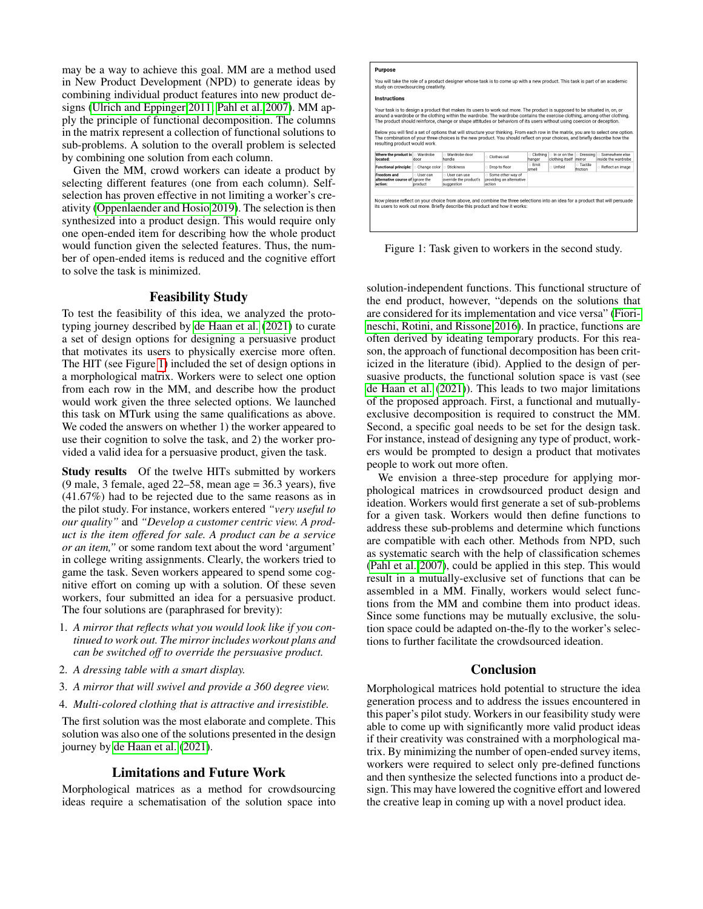may be a way to achieve this goal. MM are a method used in New Product Development (NPD) to generate ideas by combining individual product features into new product designs (Ulrich and Eppinger 2011; Pahl et al. 2007). MM apply the principle of functional decomposition. The columns in the matrix represent a collection of functional solutions to sub-problems. A solution to the overall problem is selected by combining one solution from each column.

Given the MM, crowd workers can ideate a product by selecting different features (one from each column). Self-selection has proven effective in not limiting a worker's creativity (Oppenlaender and Hosio 2019). The selection is then synthesized into a product design. This would require only one open-ended item for describing how the whole product would function given the selected features. Thus, the number of open-ended items is reduced and the cognitive effort to solve the task is minimized.

## Feasibility Study

To test the feasibility of this idea, we analyzed the prototyping journey described by de Haan et al. (2021) to curate a set of design options for designing a persuasive product that motivates its users to physically exercise more often. The HIT (see Figure 1) included the set of design options in a morphological matrix. Workers were to select one option from each row in the MM, and describe how the product would work given the three selected options. We launched this task on MTurk using the same qualifications as above. We coded the answers on whether 1) the worker appeared to use their cognition to solve the task, and 2) the worker provided a valid idea for a persuasive product, given the task.

**Study results** Of the twelve HITs submitted by workers (9 male, 3 female, aged 22–58, mean age = 36.3 years), five (41.67%) had to be rejected due to the same reasons as in the pilot study. For instance, workers entered *"very useful to our quality"* and *"Develop a customer centric view. A product is the item offered for sale. A product can be a service or an item,"* or some random text about the word 'argument' in college writing assignments. Clearly, the workers tried to game the task. Seven workers appeared to spend some cognitive effort on coming up with a solution. Of these seven workers, four submitted an idea for a persuasive product. The four solutions are (paraphrased for brevity):

1. *A mirror that reflects what you would look like if you continued to work out. The mirror includes workout plans and can be switched off to override the persuasive product.*
2. *A dressing table with a smart display.*
3. *A mirror that will swivel and provide a 360 degree view.*
4. *Multi-colored clothing that is attractive and irresistible.*

The first solution was the most elaborate and complete. This solution was also one of the solutions presented in the design journey by de Haan et al. (2021).

**Purpose**

You will take the role of a product designer whose task is to come up with a new product. This task is part of an academic study on crowdsourcing creativity.

**Instructions**

Your task is to design a product that makes its users to work out more. The product is supposed to be situated in, on, or around a wardrobe or the clothing within the wardrobe. The wardrobe contains the exercise clothing, among other clothing. The product should reinforce, change or shape attitudes or behaviors of its users without using coercion or deception.

Below you will find a set of options that will structure your thinking. From each row in the matrix, you are to select one option. The combination of your three choices is the new product. You should reflect on your choices, and briefly describe how the resulting product would work.

| Where the product is located: | Wardrobe door | Wardrobe door handle | Clothes rail | Clothing hanger | In or on the clothing itself | Dressing mirror | Somewhere else inside the wardrobe |
|---|---|---|---|---|---|---|---|
| Functional principle: | Change color | Stickiness | Drop to floor | Emit smell | Unfold | Tactile friction | Reflect an image |
| Freedom and alternative course of action: | User can ignore the product | User can use override the product's suggestion | Some other way of providing an alternative action | | | | |

Now please reflect on your choice from above, and combine the three selections into an idea for a product that will persuade its users to work out more. Briefly describe this product and how it works:

Figure 1: Task given to workers in the second study.

## Limitations and Future Work

Morphological matrices as a method for crowdsourcing ideas require a schematisation of the solution space into solution-independent functions. This functional structure of the end product, however, "depends on the solutions that are considered for its implementation and vice versa" (Fiorineschi, Rotini, and Rissone 2016). In practice, functions are often derived by ideating temporary products. For this reason, the approach of functional decomposition has been criticized in the literature (ibid). Applied to the design of persuasive products, the functional solution space is vast (see de Haan et al. (2021)). This leads to two major limitations of the proposed approach. First, a functional and mutually-exclusive decomposition is required to construct the MM. Second, a specific goal needs to be set for the design task. For instance, instead of designing any type of product, workers would be prompted to design a product that motivates people to work out more often.

We envision a three-step procedure for applying morphological matrices in crowdsourced product design and ideation. Workers would first generate a set of sub-problems for a given task. Workers would then define functions to address these sub-problems and determine which functions are compatible with each other. Methods from NPD, such as systematic search with the help of classification schemes (Pahl et al. 2007), could be applied in this step. This would result in a mutually-exclusive set of functions that can be assembled in a MM. Finally, workers would select functions from the MM and combine them into product ideas. Since some functions may be mutually exclusive, the solution space could be adapted on-the-fly to the worker's selections to further facilitate the crowdsourced ideation.

## Conclusion

Morphological matrices hold potential to structure the idea generation process and to address the issues encountered in this paper's pilot study. Workers in our feasibility study were able to come up with significantly more valid product ideas if their creativity was constrained with a morphological matrix. By minimizing the number of open-ended survey items, workers were required to select only pre-defined functions and then synthesize the selected functions into a product design. This may have lowered the cognitive effort and lowered the creative leap in coming up with a novel product idea.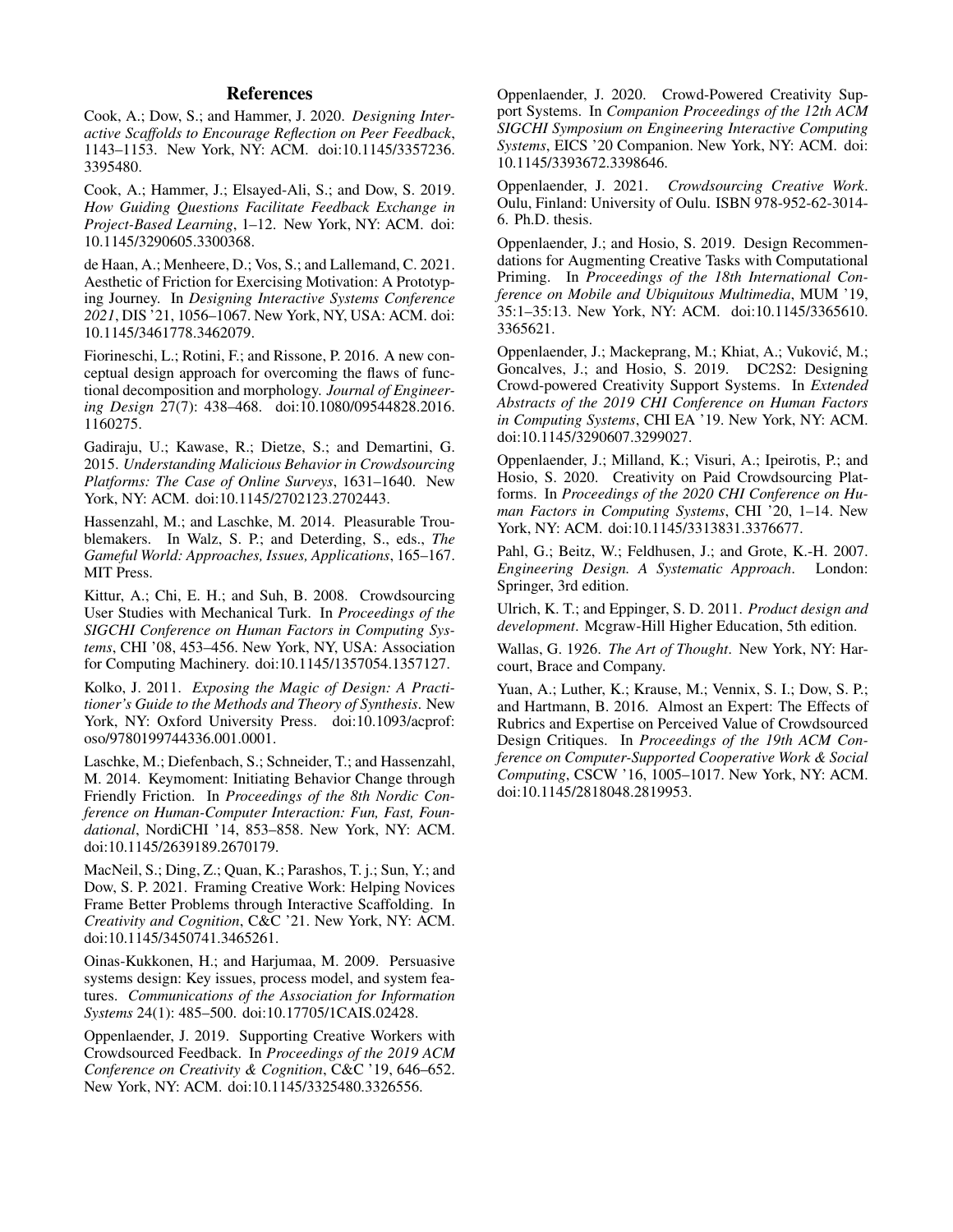## References

Cook, A.; Dow, S.; and Hammer, J. 2020. *Designing Interactive Scaffolds to Encourage Reflection on Peer Feedback*, 1143–1153. New York, NY: ACM. doi:10.1145/3357236.3395480.

Cook, A.; Hammer, J.; Elsayed-Ali, S.; and Dow, S. 2019. *How Guiding Questions Facilitate Feedback Exchange in Project-Based Learning*, 1–12. New York, NY: ACM. doi:10.1145/3290605.3300368.

de Haan, A.; Menheere, D.; Vos, S.; and Lallemand, C. 2021. Aesthetic of Friction for Exercising Motivation: A Prototyping Journey. In *Designing Interactive Systems Conference 2021*, DIS '21, 1056–1067. New York, NY, USA: ACM. doi:10.1145/3461778.3462079.

Fiorineschi, L.; Rotini, F.; and Rissone, P. 2016. A new conceptual design approach for overcoming the flaws of functional decomposition and morphology. *Journal of Engineering Design* 27(7): 438–468. doi:10.1080/09544828.2016.1160275.

Gadiraju, U.; Kawase, R.; Dietze, S.; and Demartini, G. 2015. *Understanding Malicious Behavior in Crowdsourcing Platforms: The Case of Online Surveys*, 1631–1640. New York, NY: ACM. doi:10.1145/2702123.2702443.

Hassenzahl, M.; and Laschke, M. 2014. Pleasurable Troublemakers. In Walz, S. P.; and Deterding, S., eds., *The Gameful World: Approaches, Issues, Applications*, 165–167. MIT Press.

Kittur, A.; Chi, E. H.; and Suh, B. 2008. Crowdsourcing User Studies with Mechanical Turk. In *Proceedings of the SIGCHI Conference on Human Factors in Computing Systems*, CHI '08, 453–456. New York, NY, USA: Association for Computing Machinery. doi:10.1145/1357054.1357127.

Kolko, J. 2011. *Exposing the Magic of Design: A Practitioner's Guide to the Methods and Theory of Synthesis*. New York, NY: Oxford University Press. doi:10.1093/acprof:oso/9780199744336.001.0001.

Laschke, M.; Diefenbach, S.; Schneider, T.; and Hassenzahl, M. 2014. Keymoment: Initiating Behavior Change through Friendly Friction. In *Proceedings of the 8th Nordic Conference on Human-Computer Interaction: Fun, Fast, Foundational*, NordiCHI '14, 853–858. New York, NY: ACM. doi:10.1145/2639189.2670179.

MacNeil, S.; Ding, Z.; Quan, K.; Parashos, T. j.; Sun, Y.; and Dow, S. P. 2021. Framing Creative Work: Helping Novices Frame Better Problems through Interactive Scaffolding. In *Creativity and Cognition*, C&C '21. New York, NY: ACM. doi:10.1145/3450741.3465261.

Oinas-Kukkonen, H.; and Harjumaa, M. 2009. Persuasive systems design: Key issues, process model, and system features. *Communications of the Association for Information Systems* 24(1): 485–500. doi:10.17705/1CAIS.02428.

Oppenlaender, J. 2019. Supporting Creative Workers with Crowdsourced Feedback. In *Proceedings of the 2019 ACM Conference on Creativity & Cognition*, C&C '19, 646–652. New York, NY: ACM. doi:10.1145/3325480.3326556.

Oppenlaender, J. 2020. Crowd-Powered Creativity Support Systems. In *Companion Proceedings of the 12th ACM SIGCHI Symposium on Engineering Interactive Computing Systems*, EICS '20 Companion. New York, NY: ACM. doi:10.1145/3393672.3398646.

Oppenlaender, J. 2021. *Crowdsourcing Creative Work*. Oulu, Finland: University of Oulu. ISBN 978-952-62-3014-6. Ph.D. thesis.

Oppenlaender, J.; and Hosio, S. 2019. Design Recommendations for Augmenting Creative Tasks with Computational Priming. In *Proceedings of the 18th International Conference on Mobile and Ubiquitous Multimedia*, MUM '19, 35:1–35:13. New York, NY: ACM. doi:10.1145/3365610.3365621.

Oppenlaender, J.; Mackeprang, M.; Khiat, A.; Vuković, M.; Goncalves, J.; and Hosio, S. 2019. DC2S2: Designing Crowd-powered Creativity Support Systems. In *Extended Abstracts of the 2019 CHI Conference on Human Factors in Computing Systems*, CHI EA '19. New York, NY: ACM. doi:10.1145/3290607.3299027.

Oppenlaender, J.; Milland, K.; Visuri, A.; Ipeirotis, P.; and Hosio, S. 2020. Creativity on Paid Crowdsourcing Platforms. In *Proceedings of the 2020 CHI Conference on Human Factors in Computing Systems*, CHI '20, 1–14. New York, NY: ACM. doi:10.1145/3313831.3376677.

Pahl, G.; Beitz, W.; Feldhusen, J.; and Grote, K.-H. 2007. *Engineering Design. A Systematic Approach*. London: Springer, 3rd edition.

Ulrich, K. T.; and Eppinger, S. D. 2011. *Product design and development*. Mcgraw-Hill Higher Education, 5th edition.

Wallas, G. 1926. *The Art of Thought*. New York, NY: Harcourt, Brace and Company.

Yuan, A.; Luther, K.; Krause, M.; Vennix, S. I.; Dow, S. P.; and Hartmann, B. 2016. Almost an Expert: The Effects of Rubrics and Expertise on Perceived Value of Crowdsourced Design Critiques. In *Proceedings of the 19th ACM Conference on Computer-Supported Cooperative Work & Social Computing*, CSCW '16, 1005–1017. New York, NY: ACM. doi:10.1145/2818048.2819953.